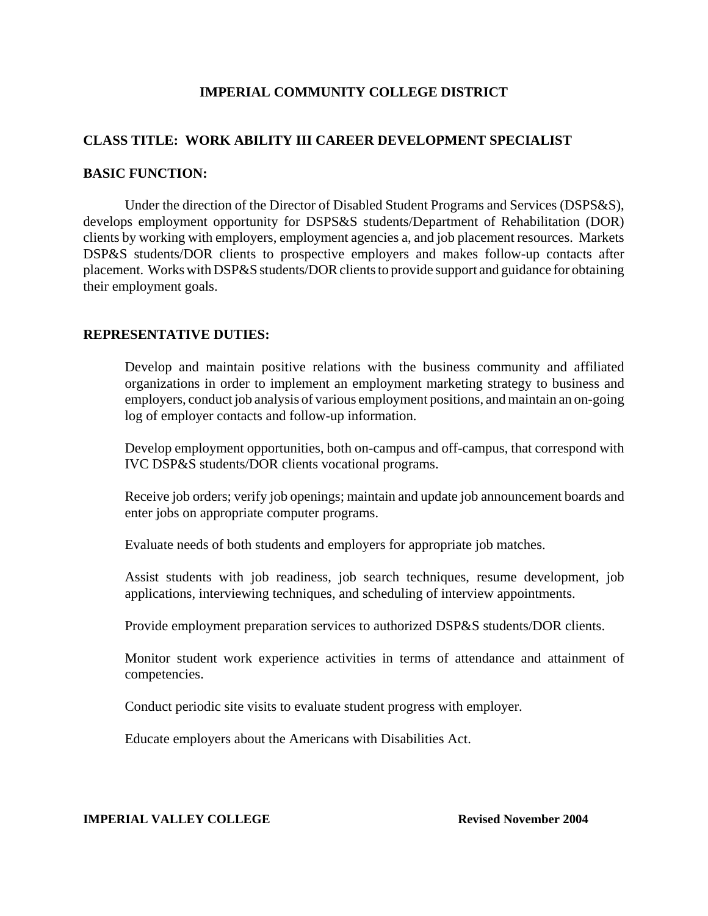# IMPERIAL COMMUNITY COLLEGE DISTRICT

## CLASS TITLE: WORK ABILITY III CAREER DEVELOPMENT SPECIALIST

### BASIC FUNCTION:

Under the direction of the Director of Disabled Student Programs and Services (DSPS&S), develops employment opportunity for DSPS&S students/Department of Rehabilitation (DOR) clients by working with employers, employment agencies a, and job placement resources. Markets DSP&S students/DOR clients to prospective employers and makes follow-up contacts after placement. Works with DSP&S students/DOR clients to provide support and guidance for obtaining their employment goals.

### REPRESENTATIVE DUTIES:

Develop and maintain positive relations with the business community and affiliated organizations in order to implement an employment marketing strategy to business and employers, conduct job analysis of various employment positions, and maintain an on-going log of employer contacts and follow-up information.

Develop employment opportunities, both on-campus and off-campus, that correspond with IVC DSP&S students/DOR clients vocational programs.

Receive job orders; verify job openings; maintain and update job announcement boards and enter jobs on appropriate computer programs.

Evaluate needs of both students and employers for appropriate job matches.

Assist students with job readiness, job search techniques, resume development, job applications, interviewing techniques, and scheduling of interview appointments.

Provide employment preparation services to authorized DSP&S students/DOR clients.

Monitor student work experience activities in terms of attendance and attainment of competencies.

Conduct periodic site visits to evaluate student progress with employer.

Educate employers about the Americans with Disabilities Act.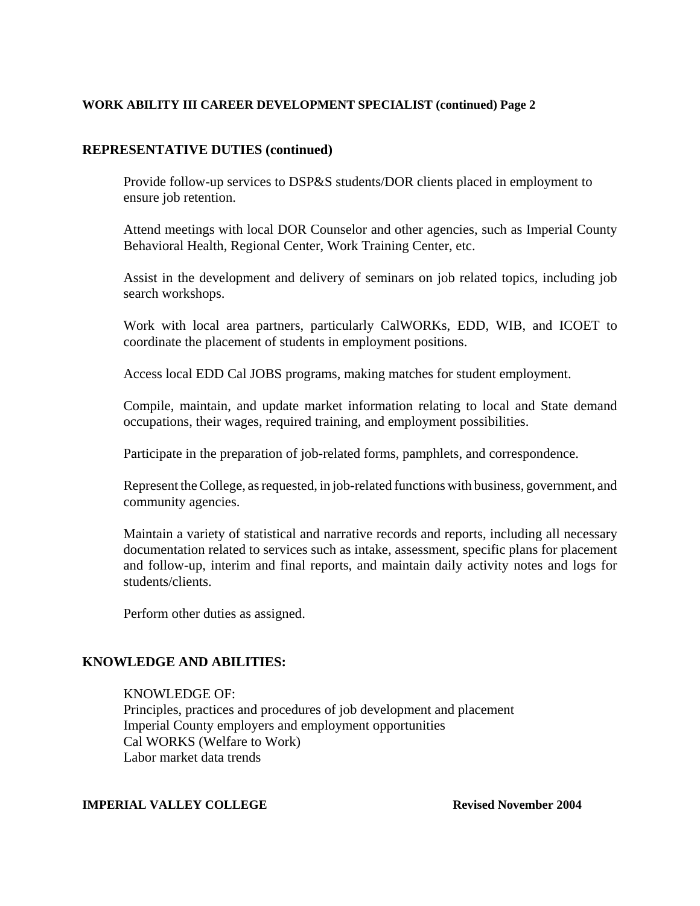## REPRESENTATIVE DUTIES (continued)

Provide follow-up services to DSP&S students/DOR clients placed in employment to ensure job retention.

Attend meetings with local DOR Counselor and other agencies, such as Imperial County Behavioral Health, Regional Center, Work Training Center, etc.

Assist in the development and delivery of seminars on job related topics, including job search workshops.

Work with local area partners, particularly CalWORKs, EDD, WIB, and ICOET to coordinate the placement of students in employment positions.

Access local EDD Cal JOBS programs, making matches for student employment.

Compile, maintain, and update market information relating to local and State demand occupations, their wages, required training, and employment possibilities.

Participate in the preparation of job-related forms, pamphlets, and correspondence.

Represent the College, as requested, in job-related functions with business, government, and community agencies.

Maintain a variety of statistical and narrative records and reports, including all necessary documentation related to services such as intake, assessment, specific plans for placement and follow-up, interim and final reports, and maintain daily activity notes and logs for students/clients.

Perform other duties as assigned.

## KNOWLEDGE AND ABILITIES:

KNOWLEDGE OF:
Principles, practices and procedures of job development and placement
Imperial County employers and employment opportunities
Cal WORKS (Welfare to Work)
Labor market data trends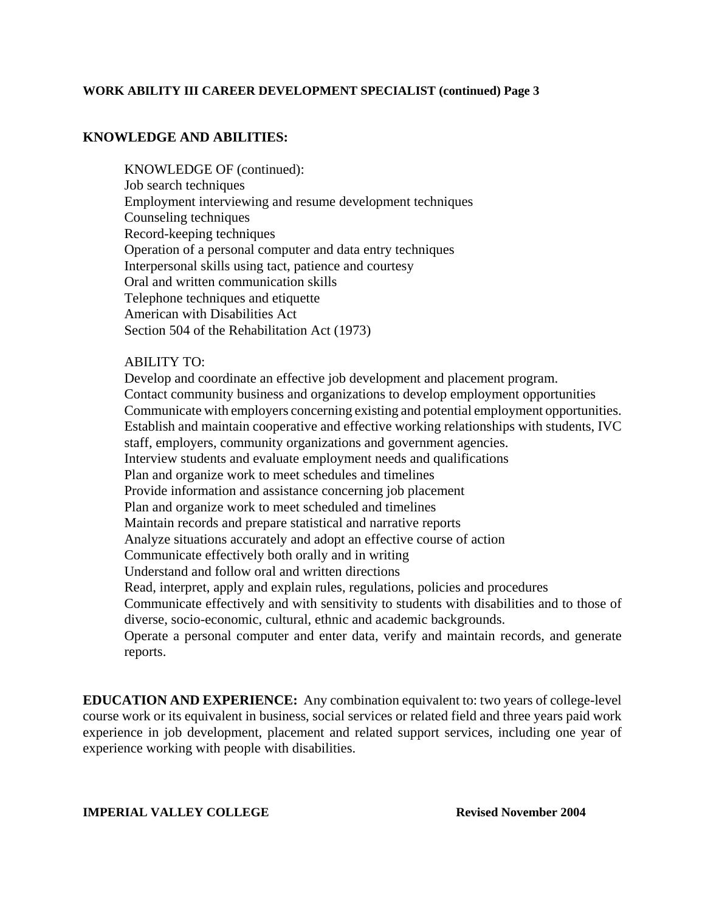## KNOWLEDGE AND ABILITIES:

KNOWLEDGE OF (continued):

- Job search techniques
- Employment interviewing and resume development techniques
- Counseling techniques
- Record-keeping techniques
- Operation of a personal computer and data entry techniques
- Interpersonal skills using tact, patience and courtesy
- Oral and written communication skills
- Telephone techniques and etiquette
- American with Disabilities Act
- Section 504 of the Rehabilitation Act (1973)

ABILITY TO:

- Develop and coordinate an effective job development and placement program.
- Contact community business and organizations to develop employment opportunities
- Communicate with employers concerning existing and potential employment opportunities.
- Establish and maintain cooperative and effective working relationships with students, IVC staff, employers, community organizations and government agencies.
- Interview students and evaluate employment needs and qualifications
- Plan and organize work to meet schedules and timelines
- Provide information and assistance concerning job placement
- Plan and organize work to meet scheduled and timelines
- Maintain records and prepare statistical and narrative reports
- Analyze situations accurately and adopt an effective course of action
- Communicate effectively both orally and in writing
- Understand and follow oral and written directions
- Read, interpret, apply and explain rules, regulations, policies and procedures
- Communicate effectively and with sensitivity to students with disabilities and to those of diverse, socio-economic, cultural, ethnic and academic backgrounds.
- Operate a personal computer and enter data, verify and maintain records, and generate reports.

**EDUCATION AND EXPERIENCE:** Any combination equivalent to: two years of college-level course work or its equivalent in business, social services or related field and three years paid work experience in job development, placement and related support services, including one year of experience working with people with disabilities.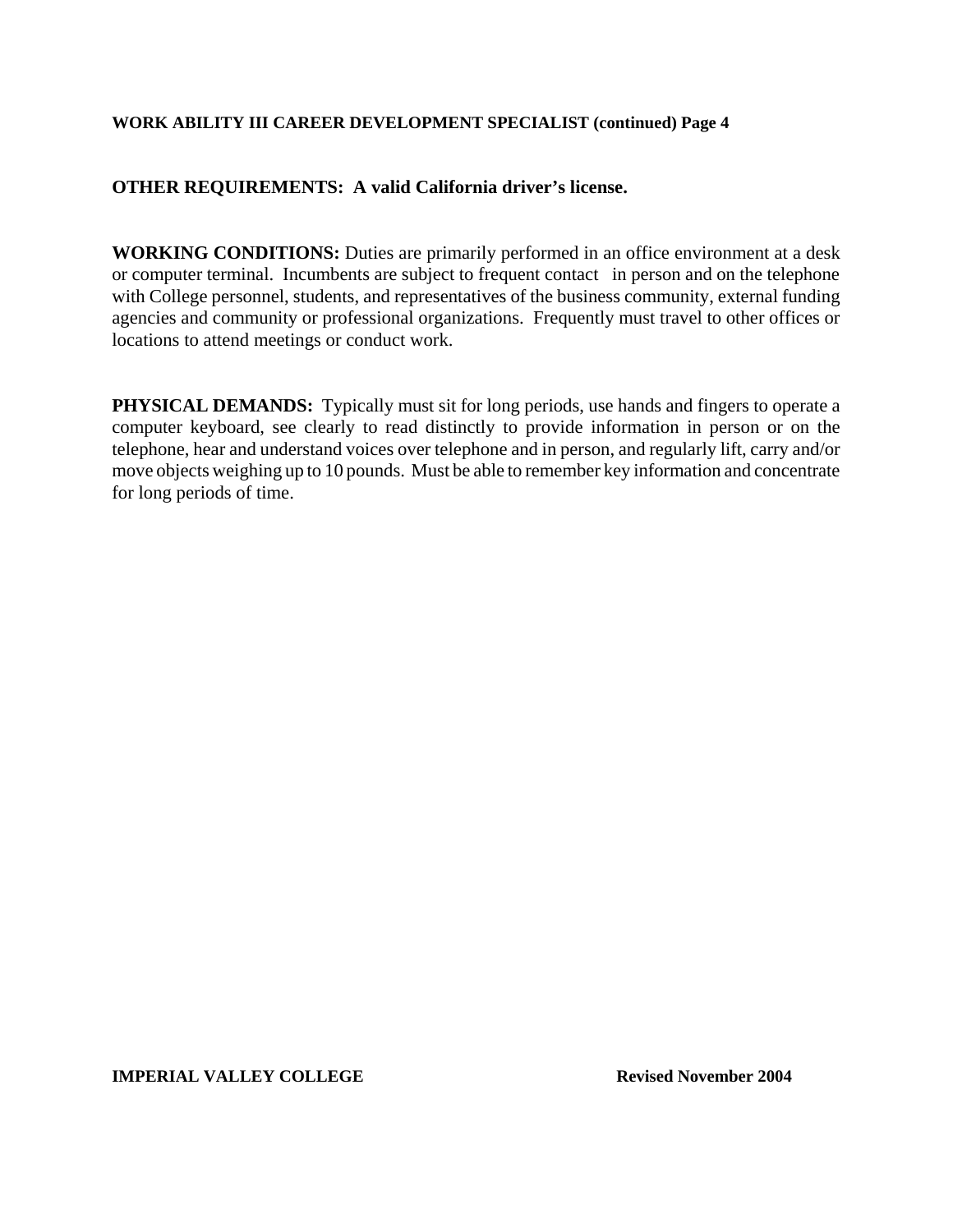**OTHER REQUIREMENTS: A valid California driver's license.**

**WORKING CONDITIONS:** Duties are primarily performed in an office environment at a desk or computer terminal. Incumbents are subject to frequent contact in person and on the telephone with College personnel, students, and representatives of the business community, external funding agencies and community or professional organizations. Frequently must travel to other offices or locations to attend meetings or conduct work.

**PHYSICAL DEMANDS:** Typically must sit for long periods, use hands and fingers to operate a computer keyboard, see clearly to read distinctly to provide information in person or on the telephone, hear and understand voices over telephone and in person, and regularly lift, carry and/or move objects weighing up to 10 pounds. Must be able to remember key information and concentrate for long periods of time.

**IMPERIAL VALLEY COLLEGE** **Revised November 2004**